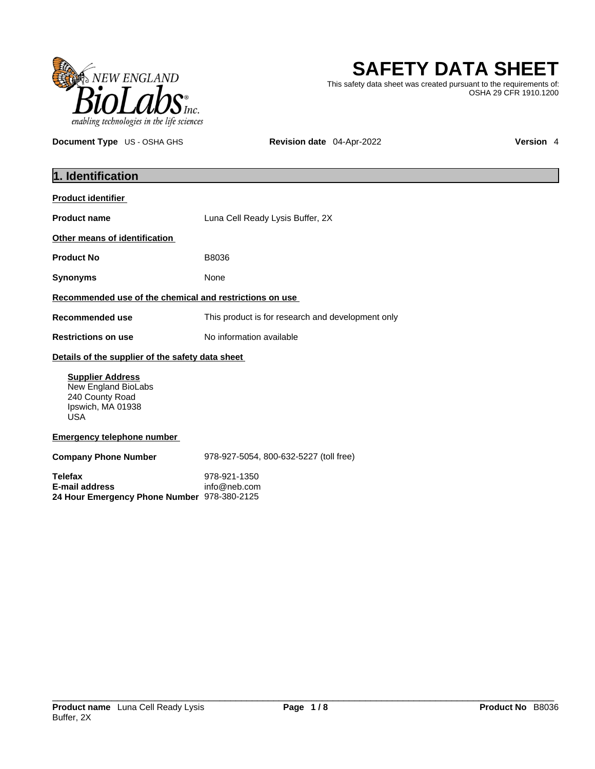# SAFETY DATA SHEET

This safety data sheet was created pursuant to the requirements of: OSHA 29 CFR 1910.1200

**Document Type** US - OSHA GHS **Revision date** 04-Apr-2022 **Version** 4

## 1. Identification

**Product identifier**

| | |
|---|---|
| **Product name** | Luna Cell Ready Lysis Buffer, 2X |

**Other means of identification**

| | |
|---|---|
| **Product No** | B8036 |
| **Synonyms** | None |

**Recommended use of the chemical and restrictions on use**

| | |
|---|---|
| **Recommended use** | This product is for research and development only |
| **Restrictions on use** | No information available |

**Details of the supplier of the safety data sheet**

**Supplier Address**
New England BioLabs
240 County Road
Ipswich, MA 01938
USA

**Emergency telephone number**

| | |
|---|---|
| **Company Phone Number** | 978-927-5054, 800-632-5227 (toll free) |
| **Telefax** | 978-921-1350 |
| **E-mail address** | info@neb.com |
| **24 Hour Emergency Phone Number** | 978-380-2125 |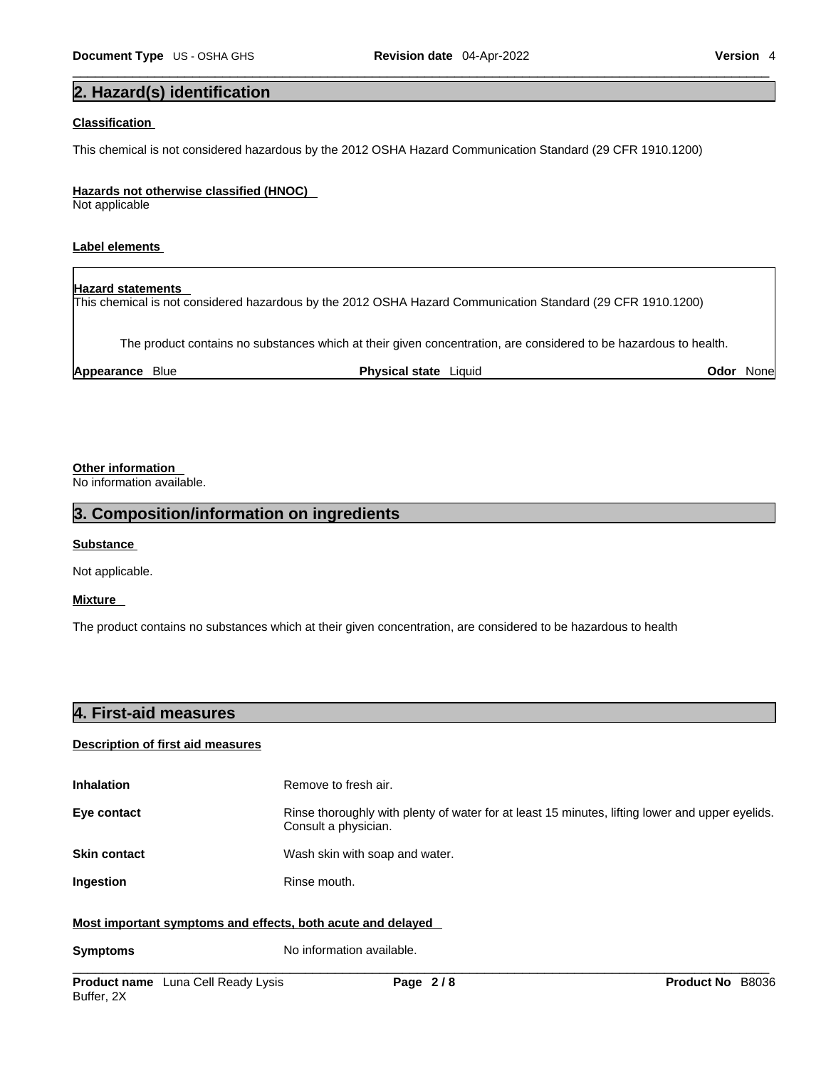## 2. Hazard(s) identification

**Classification**

This chemical is not considered hazardous by the 2012 OSHA Hazard Communication Standard (29 CFR 1910.1200)

**Hazards not otherwise classified (HNOC)**

Not applicable

**Label elements**

**Hazard statements**

This chemical is not considered hazardous by the 2012 OSHA Hazard Communication Standard (29 CFR 1910.1200)

The product contains no substances which at their given concentration, are considered to be hazardous to health.

**Appearance** Blue **Physical state** Liquid **Odor** None

**Other information**

No information available.

## 3. Composition/information on ingredients

**Substance**

Not applicable.

**Mixture**

The product contains no substances which at their given concentration, are considered to be hazardous to health

## 4. First-aid measures

**Description of first aid measures**

| | |
|---|---|
| **Inhalation** | Remove to fresh air. |
| **Eye contact** | Rinse thoroughly with plenty of water for at least 15 minutes, lifting lower and upper eyelids. Consult a physician. |
| **Skin contact** | Wash skin with soap and water. |
| **Ingestion** | Rinse mouth. |

**Most important symptoms and effects, both acute and delayed**

| | |
|---|---|
| **Symptoms** | No information available. |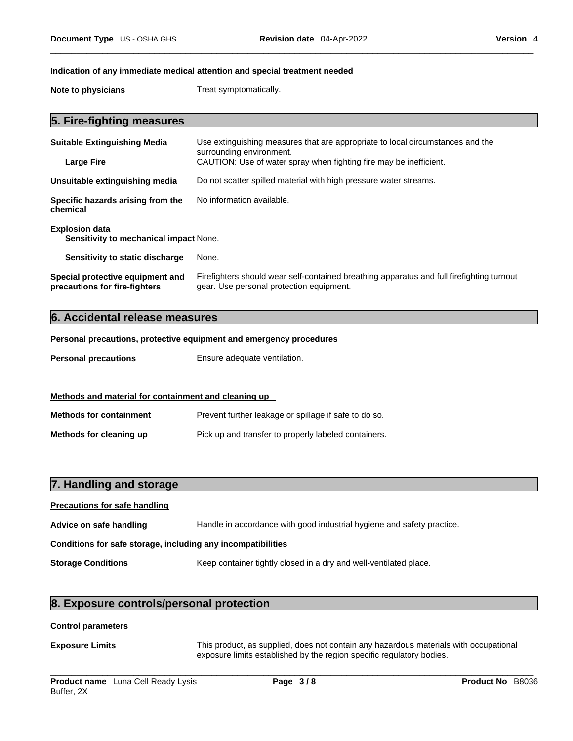**Indication of any immediate medical attention and special treatment needed**

**Note to physicians** Treat symptomatically.

## 5. Fire-fighting measures

**Suitable Extinguishing Media** Use extinguishing measures that are appropriate to local circumstances and the surrounding environment.

**Large Fire** CAUTION: Use of water spray when fighting fire may be inefficient.

**Unsuitable extinguishing media** Do not scatter spilled material with high pressure water streams.

**Specific hazards arising from the chemical** No information available.

**Explosion data**

**Sensitivity to mechanical impact** None.

**Sensitivity to static discharge** None.

**Special protective equipment and precautions for fire-fighters** Firefighters should wear self-contained breathing apparatus and full firefighting turnout gear. Use personal protection equipment.

## 6. Accidental release measures

**Personal precautions, protective equipment and emergency procedures**

**Personal precautions** Ensure adequate ventilation.

**Methods and material for containment and cleaning up**

**Methods for containment** Prevent further leakage or spillage if safe to do so.

**Methods for cleaning up** Pick up and transfer to properly labeled containers.

## 7. Handling and storage

**Precautions for safe handling**

**Advice on safe handling** Handle in accordance with good industrial hygiene and safety practice.

**Conditions for safe storage, including any incompatibilities**

**Storage Conditions** Keep container tightly closed in a dry and well-ventilated place.

## 8. Exposure controls/personal protection

**Control parameters**

**Exposure Limits** This product, as supplied, does not contain any hazardous materials with occupational exposure limits established by the region specific regulatory bodies.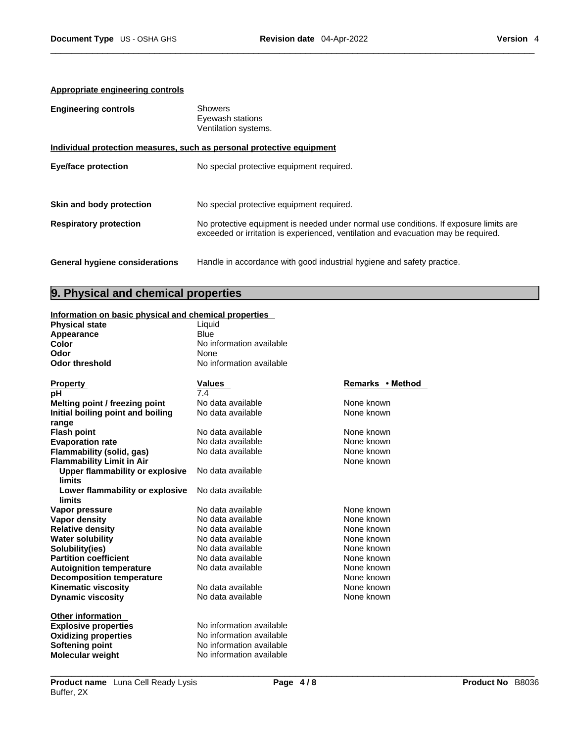**Appropriate engineering controls**

| | |
|---|---|
| **Engineering controls** | Showers<br>Eyewash stations<br>Ventilation systems. |

**Individual protection measures, such as personal protective equipment**

| | |
|---|---|
| **Eye/face protection** | No special protective equipment required. |
| **Skin and body protection** | No special protective equipment required. |
| **Respiratory protection** | No protective equipment is needed under normal use conditions. If exposure limits are exceeded or irritation is experienced, ventilation and evacuation may be required. |
| **General hygiene considerations** | Handle in accordance with good industrial hygiene and safety practice. |

## 9. Physical and chemical properties

**Information on basic physical and chemical properties**

| | |
|---|---|
| **Physical state** | Liquid |
| **Appearance** | Blue |
| **Color** | No information available |
| **Odor** | None |
| **Odor threshold** | No information available |

| **Property** | **Values** | **Remarks • Method** |
|---|---|---|
| **pH** | 7.4 | |
| **Melting point / freezing point** | No data available | None known |
| **Initial boiling point and boiling range** | No data available | None known |
| **Flash point** | No data available | None known |
| **Evaporation rate** | No data available | None known |
| **Flammability (solid, gas)** | No data available | None known |
| **Flammability Limit in Air** | | None known |
| **Upper flammability or explosive limits** | No data available | |
| **Lower flammability or explosive limits** | No data available | |
| **Vapor pressure** | No data available | None known |
| **Vapor density** | No data available | None known |
| **Relative density** | No data available | None known |
| **Water solubility** | No data available | None known |
| **Solubility(ies)** | No data available | None known |
| **Partition coefficient** | No data available | None known |
| **Autoignition temperature** | No data available | None known |
| **Decomposition temperature** | | None known |
| **Kinematic viscosity** | No data available | None known |
| **Dynamic viscosity** | No data available | None known |

**Other information**

| | |
|---|---|
| **Explosive properties** | No information available |
| **Oxidizing properties** | No information available |
| **Softening point** | No information available |
| **Molecular weight** | No information available |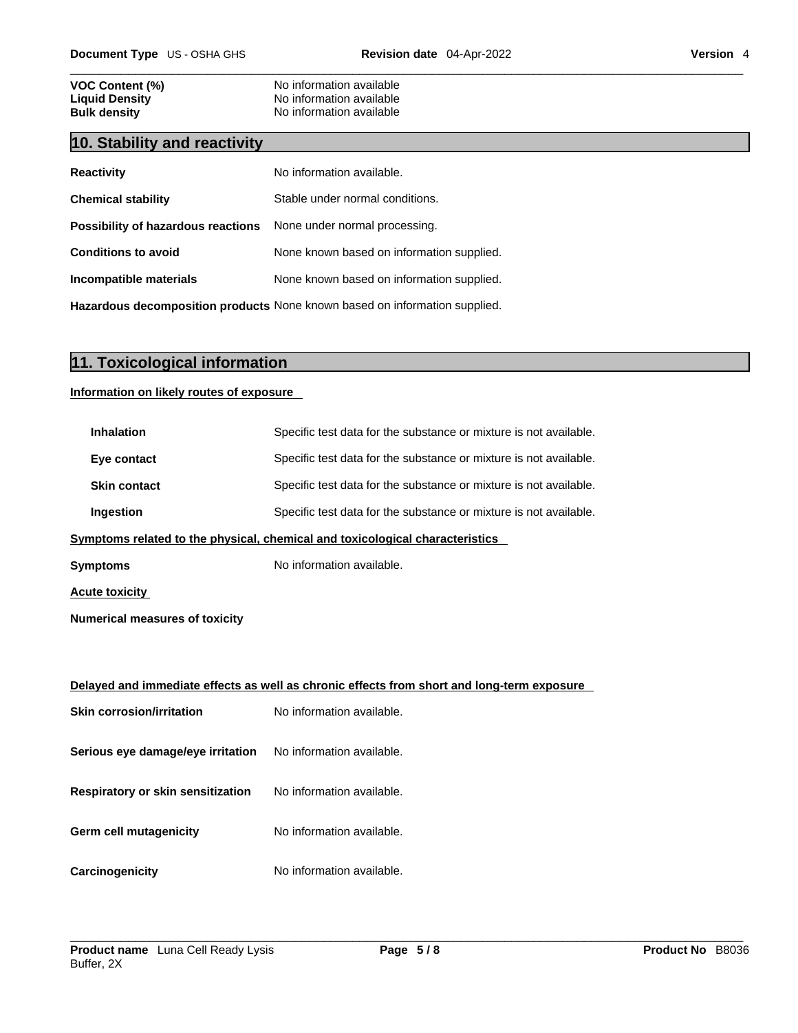| | |
|---|---|
| **VOC Content (%)** | No information available |
| **Liquid Density** | No information available |
| **Bulk density** | No information available |

## 10. Stability and reactivity

| | |
|---|---|
| **Reactivity** | No information available. |
| **Chemical stability** | Stable under normal conditions. |
| **Possibility of hazardous reactions** | None under normal processing. |
| **Conditions to avoid** | None known based on information supplied. |
| **Incompatible materials** | None known based on information supplied. |
| **Hazardous decomposition products** | None known based on information supplied. |

## 11. Toxicological information

**Information on likely routes of exposure**

| | |
|---|---|
| **Inhalation** | Specific test data for the substance or mixture is not available. |
| **Eye contact** | Specific test data for the substance or mixture is not available. |
| **Skin contact** | Specific test data for the substance or mixture is not available. |
| **Ingestion** | Specific test data for the substance or mixture is not available. |

**Symptoms related to the physical, chemical and toxicological characteristics**

**Symptoms** No information available.

**Acute toxicity**

**Numerical measures of toxicity**

**Delayed and immediate effects as well as chronic effects from short and long-term exposure**

| | |
|---|---|
| **Skin corrosion/irritation** | No information available. |
| **Serious eye damage/eye irritation** | No information available. |
| **Respiratory or skin sensitization** | No information available. |
| **Germ cell mutagenicity** | No information available. |
| **Carcinogenicity** | No information available. |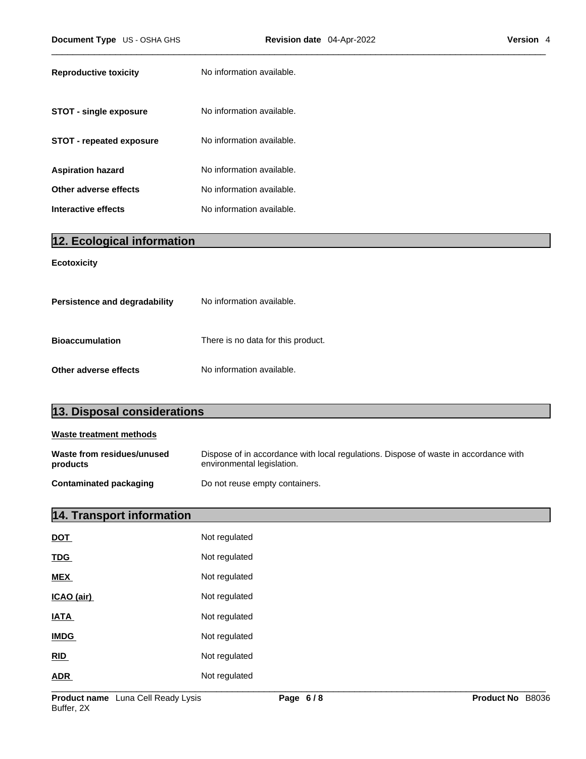**Reproductive toxicity** No information available.

**STOT - single exposure** No information available.

**STOT - repeated exposure** No information available.

**Aspiration hazard** No information available.

**Other adverse effects** No information available.

**Interactive effects** No information available.

## 12. Ecological information

**Ecotoxicity**

**Persistence and degradability** No information available.

**Bioaccumulation** There is no data for this product.

**Other adverse effects** No information available.

## 13. Disposal considerations

**Waste treatment methods**

**Waste from residues/unused products** Dispose of in accordance with local regulations. Dispose of waste in accordance with environmental legislation.

**Contaminated packaging** Do not reuse empty containers.

## 14. Transport information

| | |
|---|---|
| **DOT** | Not regulated |
| **TDG** | Not regulated |
| **MEX** | Not regulated |
| **ICAO (air)** | Not regulated |
| **IATA** | Not regulated |
| **IMDG** | Not regulated |
| **RID** | Not regulated |
| **ADR** | Not regulated |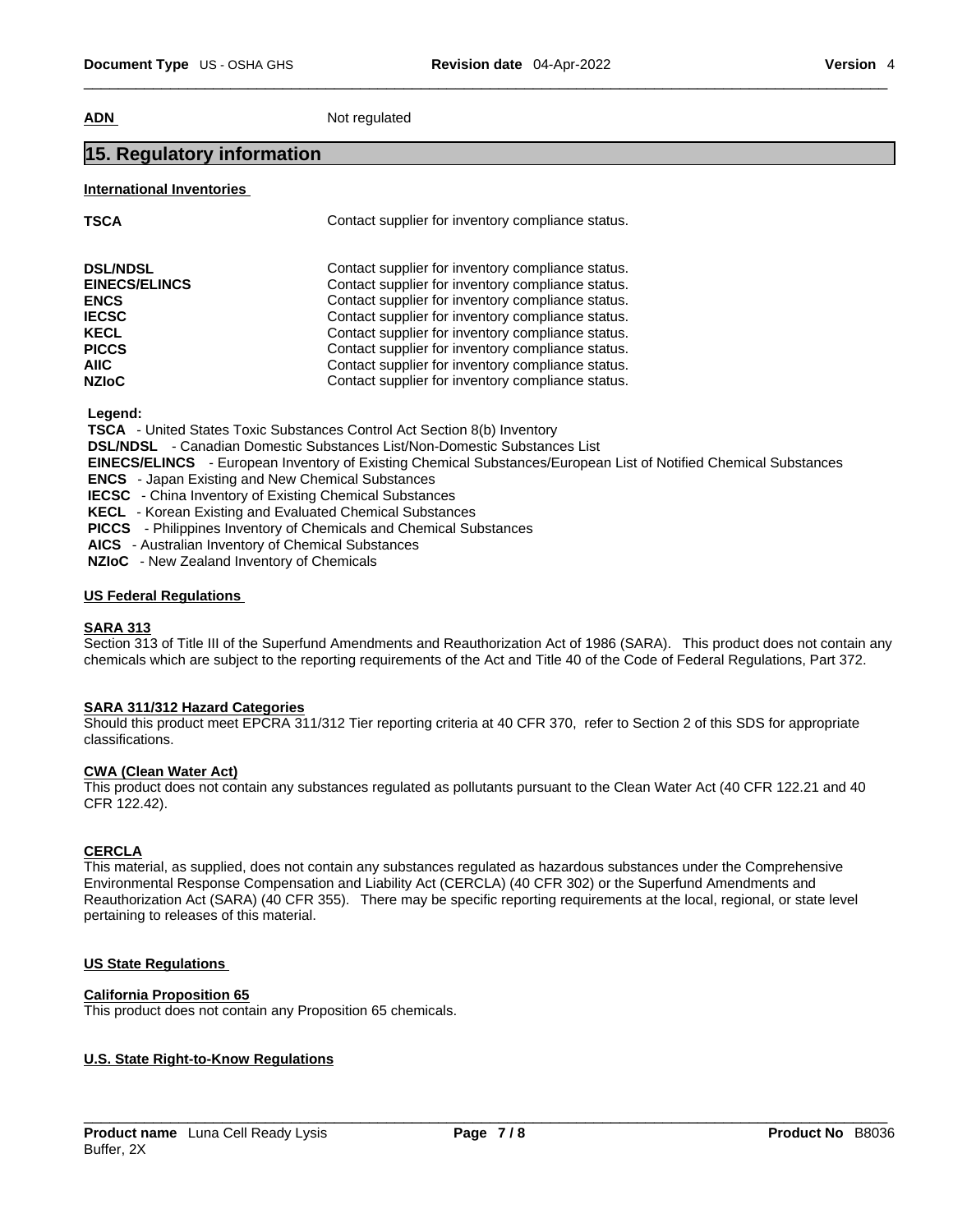**ADN** Not regulated

## 15. Regulatory information

### International Inventories

| | |
|---|---|
| **TSCA** | Contact supplier for inventory compliance status. |
| **DSL/NDSL** | Contact supplier for inventory compliance status. |
| **EINECS/ELINCS** | Contact supplier for inventory compliance status. |
| **ENCS** | Contact supplier for inventory compliance status. |
| **IECSC** | Contact supplier for inventory compliance status. |
| **KECL** | Contact supplier for inventory compliance status. |
| **PICCS** | Contact supplier for inventory compliance status. |
| **AIIC** | Contact supplier for inventory compliance status. |
| **NZIoC** | Contact supplier for inventory compliance status. |

**Legend:**

**TSCA** - United States Toxic Substances Control Act Section 8(b) Inventory
**DSL/NDSL** - Canadian Domestic Substances List/Non-Domestic Substances List
**EINECS/ELINCS** - European Inventory of Existing Chemical Substances/European List of Notified Chemical Substances
**ENCS** - Japan Existing and New Chemical Substances
**IECSC** - China Inventory of Existing Chemical Substances
**KECL** - Korean Existing and Evaluated Chemical Substances
**PICCS** - Philippines Inventory of Chemicals and Chemical Substances
**AICS** - Australian Inventory of Chemical Substances
**NZIoC** - New Zealand Inventory of Chemicals

### US Federal Regulations

**SARA 313**
Section 313 of Title III of the Superfund Amendments and Reauthorization Act of 1986 (SARA). This product does not contain any chemicals which are subject to the reporting requirements of the Act and Title 40 of the Code of Federal Regulations, Part 372.

**SARA 311/312 Hazard Categories**
Should this product meet EPCRA 311/312 Tier reporting criteria at 40 CFR 370, refer to Section 2 of this SDS for appropriate classifications.

**CWA (Clean Water Act)**
This product does not contain any substances regulated as pollutants pursuant to the Clean Water Act (40 CFR 122.21 and 40 CFR 122.42).

**CERCLA**
This material, as supplied, does not contain any substances regulated as hazardous substances under the Comprehensive Environmental Response Compensation and Liability Act (CERCLA) (40 CFR 302) or the Superfund Amendments and Reauthorization Act (SARA) (40 CFR 355). There may be specific reporting requirements at the local, regional, or state level pertaining to releases of this material.

### US State Regulations

**California Proposition 65**
This product does not contain any Proposition 65 chemicals.

### U.S. State Right-to-Know Regulations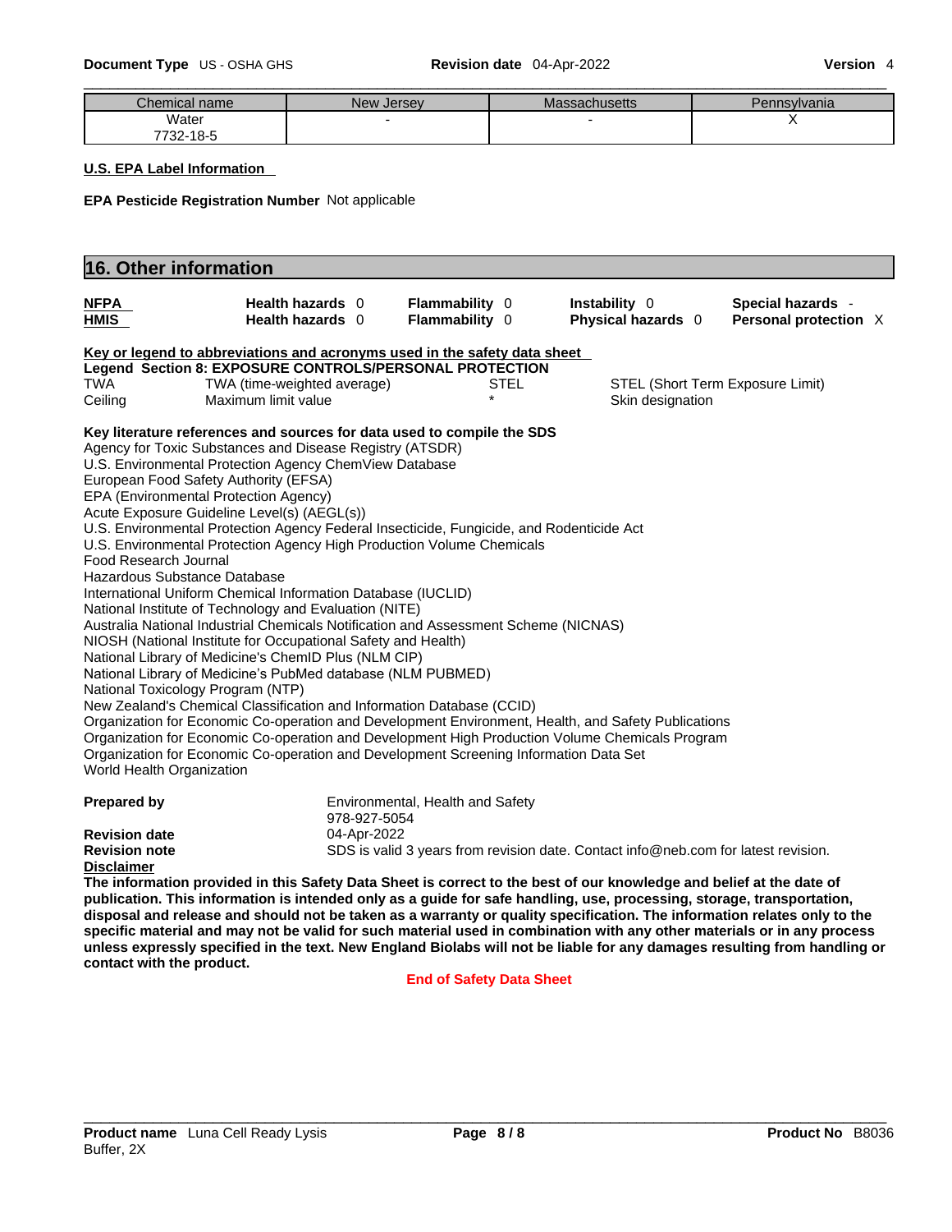| Chemical name | New Jersey | Massachusetts | Pennsylvania |
| --- | --- | --- | --- |
| Water<br>7732-18-5 | - | - | X |

**U.S. EPA Label Information**

**EPA Pesticide Registration Number** Not applicable

## 16. Other information

| | | | | |
| --- | --- | --- | --- | --- |
| **NFPA** | **Health hazards** 0 | **Flammability** 0 | **Instability** 0 | **Special hazards** - |
| **HMIS** | **Health hazards** 0 | **Flammability** 0 | **Physical hazards** 0 | **Personal protection** X |

**Key or legend to abbreviations and acronyms used in the safety data sheet**

**Legend Section 8: EXPOSURE CONTROLS/PERSONAL PROTECTION**

| | | | |
| --- | --- | --- | --- |
| TWA | TWA (time-weighted average) | STEL | STEL (Short Term Exposure Limit) |
| Ceiling | Maximum limit value | * | Skin designation |

**Key literature references and sources for data used to compile the SDS**

Agency for Toxic Substances and Disease Registry (ATSDR)
U.S. Environmental Protection Agency ChemView Database
European Food Safety Authority (EFSA)
EPA (Environmental Protection Agency)
Acute Exposure Guideline Level(s) (AEGL(s))
U.S. Environmental Protection Agency Federal Insecticide, Fungicide, and Rodenticide Act
U.S. Environmental Protection Agency High Production Volume Chemicals
Food Research Journal
Hazardous Substance Database
International Uniform Chemical Information Database (IUCLID)
National Institute of Technology and Evaluation (NITE)
Australia National Industrial Chemicals Notification and Assessment Scheme (NICNAS)
NIOSH (National Institute for Occupational Safety and Health)
National Library of Medicine's ChemID Plus (NLM CIP)
National Library of Medicine's PubMed database (NLM PUBMED)
National Toxicology Program (NTP)
New Zealand's Chemical Classification and Information Database (CCID)
Organization for Economic Co-operation and Development Environment, Health, and Safety Publications
Organization for Economic Co-operation and Development High Production Volume Chemicals Program
Organization for Economic Co-operation and Development Screening Information Data Set
World Health Organization

**Prepared by** Environmental, Health and Safety
978-927-5054

**Revision date** 04-Apr-2022

**Revision note** SDS is valid 3 years from revision date. Contact info@neb.com for latest revision.

**Disclaimer**

**The information provided in this Safety Data Sheet is correct to the best of our knowledge and belief at the date of publication. This information is intended only as a guide for safe handling, use, processing, storage, transportation, disposal and release and should not be taken as a warranty or quality specification. The information relates only to the specific material and may not be valid for such material used in combination with any other materials or in any process unless expressly specified in the text. New England Biolabs will not be liable for any damages resulting from handling or contact with the product.**

**End of Safety Data Sheet**